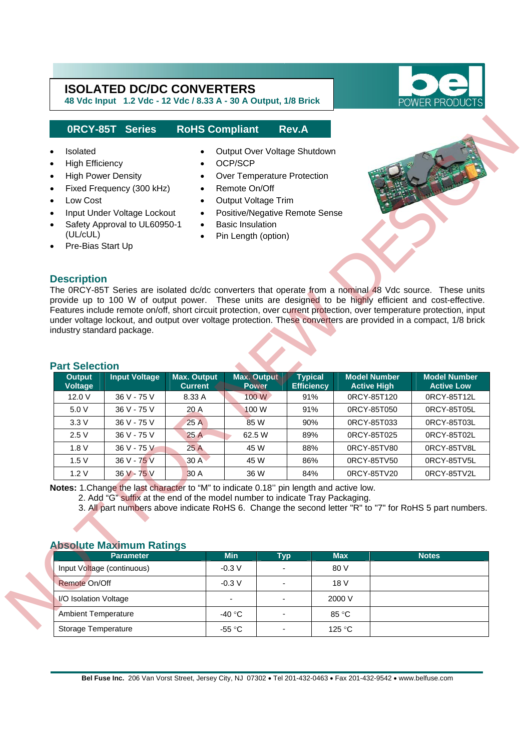# ISOLATED DC/DC CONVERTERS

**48 Vdc Input 1.2 Vdc - 12 Vdc / 8.33 A - 30 A Output, 1/8 Brick**

bel POWER PRODUCTS

## 0RCY-85T Series RoHS Compliant Rev.A

- Isolated
- High Efficiency
- High Power Density
- Fixed Frequency (300 kHz)
- Low Cost
- Input Under Voltage Lockout
- Safety Approval to UL60950-1 (UL/cUL)
- Pre-Bias Start Up
- Output Over Voltage Shutdown
- OCP/SCP
- Over Temperature Protection
- Remote On/Off
- Output Voltage Trim
- Positive/Negative Remote Sense
- Basic Insulation
- Pin Length (option)

NOT FOR NEW DESIGN

## Description

The 0RCY-85T Series are isolated dc/dc converters that operate from a nominal 48 Vdc source. These units provide up to 100 W of output power. These units are designed to be highly efficient and cost-effective. Features include remote on/off, short circuit protection, over current protection, over temperature protection, input under voltage lockout, and output over voltage protection. These converters are provided in a compact, 1/8 brick industry standard package.

## Part Selection

| Output Voltage | Input Voltage | Max. Output Current | Max. Output Power | Typical Efficiency | Model Number Active High | Model Number Active Low |
|---|---|---|---|---|---|---|
| 12.0 V | 36 V - 75 V | 8.33 A | 100 W | 91% | 0RCY-85T120 | 0RCY-85T12L |
| 5.0 V | 36 V - 75 V | 20 A | 100 W | 91% | 0RCY-85T050 | 0RCY-85T05L |
| 3.3 V | 36 V - 75 V | 25 A | 85 W | 90% | 0RCY-85T033 | 0RCY-85T03L |
| 2.5 V | 36 V - 75 V | 25 A | 62.5 W | 89% | 0RCY-85T025 | 0RCY-85T02L |
| 1.8 V | 36 V - 75 V | 25 A | 45 W | 88% | 0RCY-85TV80 | 0RCY-85TV8L |
| 1.5 V | 36 V - 75 V | 30 A | 45 W | 86% | 0RCY-85TV50 | 0RCY-85TV5L |
| 1.2 V | 36 V - 75 V | 30 A | 36 W | 84% | 0RCY-85TV20 | 0RCY-85TV2L |

**Notes:** 1.Change the last character to "M" to indicate 0.18'' pin length and active low.
2. Add "G" suffix at the end of the model number to indicate Tray Packaging.
3. All part numbers above indicate RoHS 6. Change the second letter "R" to "7" for RoHS 5 part numbers.

## Absolute Maximum Ratings

| Parameter | Min | Typ | Max | Notes |
|---|---|---|---|---|
| Input Voltage (continuous) | -0.3 V | - | 80 V | |
| Remote On/Off | -0.3 V | - | 18 V | |
| I/O Isolation Voltage | - | - | 2000 V | |
| Ambient Temperature | -40 °C | - | 85 °C | |
| Storage Temperature | -55 °C | - | 125 °C | |

**Bel Fuse Inc.** 206 Van Vorst Street, Jersey City, NJ 07302 • Tel 201-432-0463 • Fax 201-432-9542 • www.belfuse.com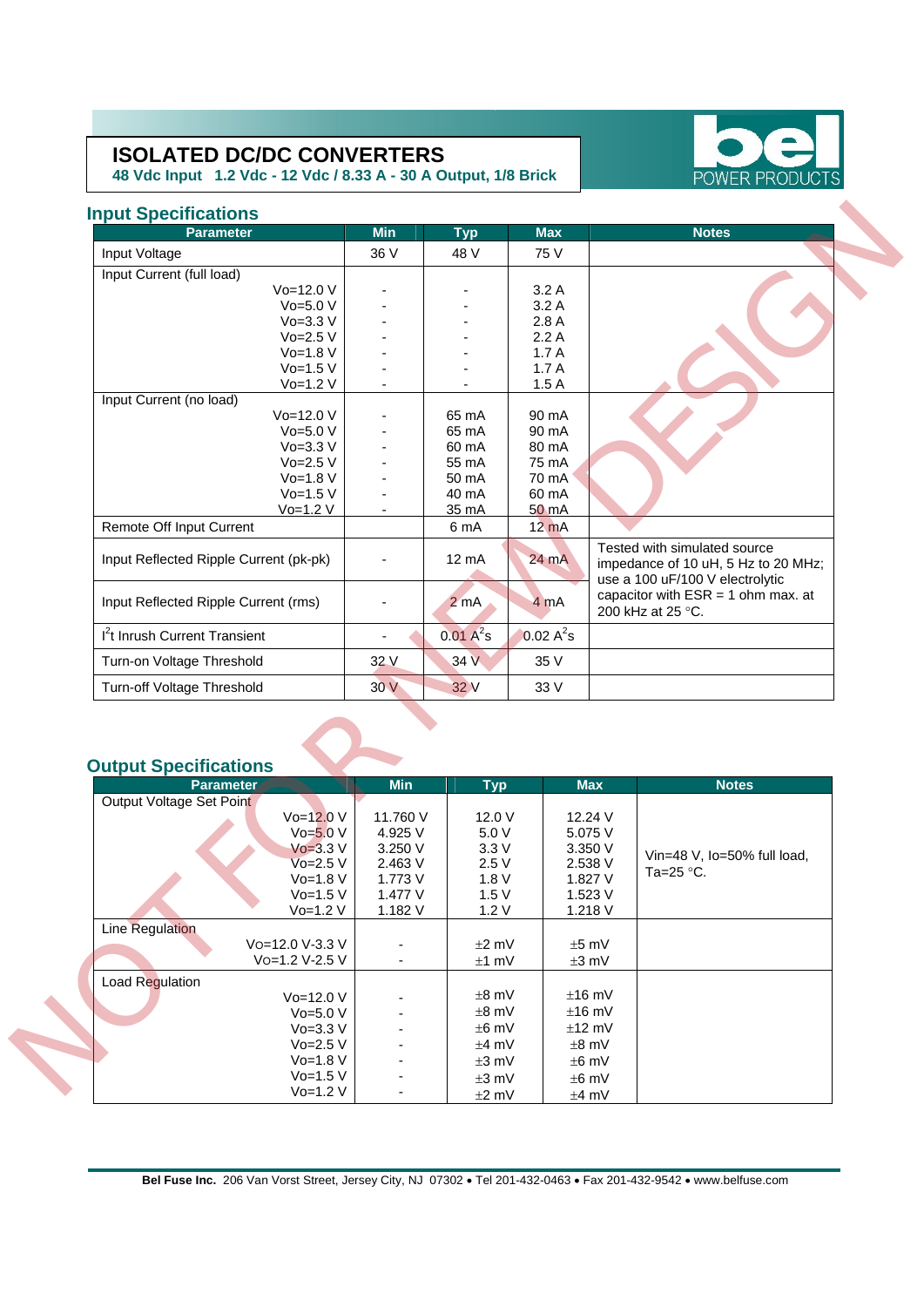# ISOLATED DC/DC CONVERTERS

**48 Vdc Input 1.2 Vdc - 12 Vdc / 8.33 A - 30 A Output, 1/8 Brick**

NOT FOR NEW DESIGN

## Input Specifications

| Parameter | Min | Typ | Max | Notes |
|---|---|---|---|---|
| Input Voltage | 36 V | 48 V | 75 V | |
| Input Current (full load) | | | | |
| Vo=12.0 V | - | - | 3.2 A | |
| Vo=5.0 V | - | - | 3.2 A | |
| Vo=3.3 V | - | - | 2.8 A | |
| Vo=2.5 V | - | - | 2.2 A | |
| Vo=1.8 V | - | - | 1.7 A | |
| Vo=1.5 V | - | - | 1.7 A | |
| Vo=1.2 V | - | - | 1.5 A | |
| Input Current (no load) | | | | |
| Vo=12.0 V | - | 65 mA | 90 mA | |
| Vo=5.0 V | - | 65 mA | 90 mA | |
| Vo=3.3 V | - | 60 mA | 80 mA | |
| Vo=2.5 V | - | 55 mA | 75 mA | |
| Vo=1.8 V | - | 50 mA | 70 mA | |
| Vo=1.5 V | - | 40 mA | 60 mA | |
| Vo=1.2 V | - | 35 mA | 50 mA | |
| Remote Off Input Current | | 6 mA | 12 mA | |
| Input Reflected Ripple Current (pk-pk) | - | 12 mA | 24 mA | Tested with simulated source impedance of 10 uH, 5 Hz to 20 MHz; use a 100 uF/100 V electrolytic capacitor with ESR = 1 ohm max. at 200 kHz at 25 °C. |
| Input Reflected Ripple Current (rms) | - | 2 mA | 4 mA | |
| $I^2t$ Inrush Current Transient | - | 0.01 $A^2s$ | 0.02 $A^2s$ | |
| Turn-on Voltage Threshold | 32 V | 34 V | 35 V | |
| Turn-off Voltage Threshold | 30 V | 32 V | 33 V | |

## Output Specifications

| Parameter | Min | Typ | Max | Notes |
|---|---|---|---|---|
| Output Voltage Set Point | | | | |
| Vo=12.0 V | 11.760 V | 12.0 V | 12.24 V | Vin=48 V, Io=50% full load, Ta=25 °C. |
| Vo=5.0 V | 4.925 V | 5.0 V | 5.075 V | |
| Vo=3.3 V | 3.250 V | 3.3 V | 3.350 V | |
| Vo=2.5 V | 2.463 V | 2.5 V | 2.538 V | |
| Vo=1.8 V | 1.773 V | 1.8 V | 1.827 V | |
| Vo=1.5 V | 1.477 V | 1.5 V | 1.523 V | |
| Vo=1.2 V | 1.182 V | 1.2 V | 1.218 V | |
| Line Regulation | | | | |
| Vo=12.0 V-3.3 V | - | ±2 mV | ±5 mV | |
| Vo=1.2 V-2.5 V | - | ±1 mV | ±3 mV | |
| Load Regulation | | | | |
| Vo=12.0 V | - | ±8 mV | ±16 mV | |
| Vo=5.0 V | - | ±8 mV | ±16 mV | |
| Vo=3.3 V | - | ±6 mV | ±12 mV | |
| Vo=2.5 V | - | ±4 mV | ±8 mV | |
| Vo=1.8 V | - | ±3 mV | ±6 mV | |
| Vo=1.5 V | - | ±3 mV | ±6 mV | |
| Vo=1.2 V | - | ±2 mV | ±4 mV | |

**Bel Fuse Inc.** 206 Van Vorst Street, Jersey City, NJ 07302 • Tel 201-432-0463 • Fax 201-432-9542 • www.belfuse.com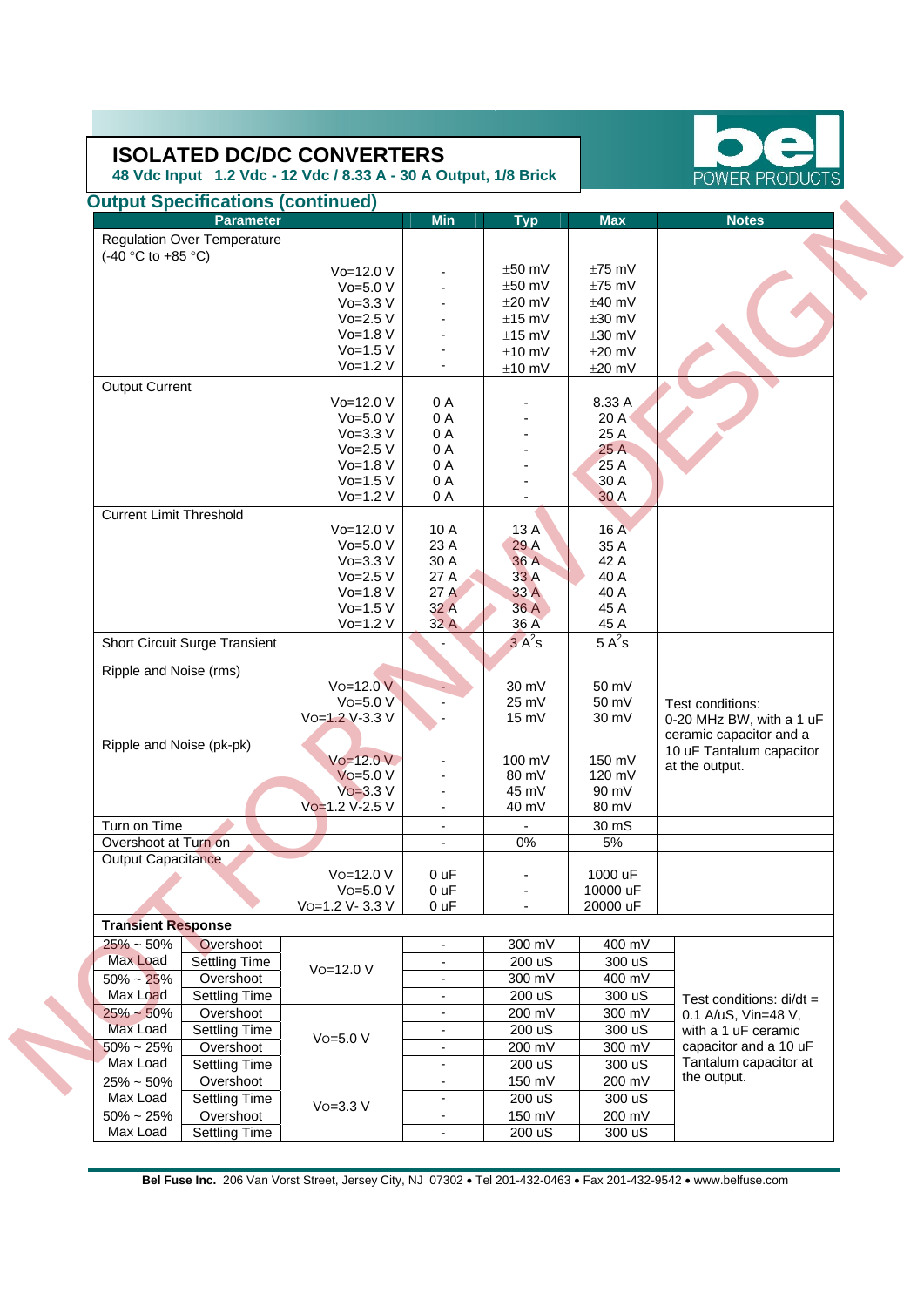# ISOLATED DC/DC CONVERTERS

**48 Vdc Input 1.2 Vdc - 12 Vdc / 8.33 A - 30 A Output, 1/8 Brick**

## Output Specifications (continued)

| Parameter | | Min | Typ | Max | Notes |
|---|---|---|---|---|---|
| Regulation Over Temperature (-40 °C to +85 °C) | | | | | |
| | Vo=12.0 V | - | ±50 mV | ±75 mV | |
| | Vo=5.0 V | - | ±50 mV | ±75 mV | |
| | Vo=3.3 V | - | ±20 mV | ±40 mV | |
| | Vo=2.5 V | - | ±15 mV | ±30 mV | |
| | Vo=1.8 V | - | ±15 mV | ±30 mV | |
| | Vo=1.5 V | - | ±10 mV | ±20 mV | |
| | Vo=1.2 V | - | ±10 mV | ±20 mV | |
| Output Current | | | | | |
| | Vo=12.0 V | 0 A | - | 8.33 A | |
| | Vo=5.0 V | 0 A | - | 20 A | |
| | Vo=3.3 V | 0 A | - | 25 A | |
| | Vo=2.5 V | 0 A | - | 25 A | |
| | Vo=1.8 V | 0 A | - | 25 A | |
| | Vo=1.5 V | 0 A | - | 30 A | |
| | Vo=1.2 V | 0 A | - | 30 A | |
| Current Limit Threshold | | | | | |
| | Vo=12.0 V | 10 A | 13 A | 16 A | |
| | Vo=5.0 V | 23 A | 29 A | 35 A | |
| | Vo=3.3 V | 30 A | 36 A | 42 A | |
| | Vo=2.5 V | 27 A | 33 A | 40 A | |
| | Vo=1.8 V | 27 A | 33 A | 40 A | |
| | Vo=1.5 V | 32 A | 36 A | 45 A | |
| | Vo=1.2 V | 32 A | 36 A | 45 A | |
| Short Circuit Surge Transient | | - | $3\ A^2s$ | $5\ A^2s$ | |
| Ripple and Noise (rms) | | | | | Test conditions: 0-20 MHz BW, with a 1 uF ceramic capacitor and a 10 uF Tantalum capacitor at the output. |
| | Vo=12.0 V | - | 30 mV | 50 mV | |
| | Vo=5.0 V | - | 25 mV | 50 mV | |
| | Vo=1.2 V-3.3 V | - | 15 mV | 30 mV | |
| Ripple and Noise (pk-pk) | | | | | |
| | Vo=12.0 V | - | 100 mV | 150 mV | |
| | Vo=5.0 V | - | 80 mV | 120 mV | |
| | Vo=3.3 V | - | 45 mV | 90 mV | |
| | Vo=1.2 V-2.5 V | - | 40 mV | 80 mV | |
| Turn on Time | | - | - | 30 mS | |
| Overshoot at Turn on | | - | 0% | 5% | |
| Output Capacitance | | | | | |
| | Vo=12.0 V | 0 uF | - | 1000 uF | |
| | Vo=5.0 V | 0 uF | - | 10000 uF | |
| | Vo=1.2 V- 3.3 V | 0 uF | - | 20000 uF | |

| **Transient Response** | | | Min | Typ | Max | Notes |
|---|---|---|---|---|---|---|
| 25% ~ 50% Max Load | Overshoot | Vo=12.0 V | - | 300 mV | 400 mV | Test conditions: di/dt = 0.1 A/uS, Vin=48 V, with a 1 uF ceramic capacitor and a 10 uF Tantalum capacitor at the output. |
| | Settling Time | | - | 200 uS | 300 uS | |
| 50% ~ 25% Max Load | Overshoot | | - | 300 mV | 400 mV | |
| | Settling Time | | - | 200 uS | 300 uS | |
| 25% ~ 50% Max Load | Overshoot | Vo=5.0 V | - | 200 mV | 300 mV | |
| | Settling Time | | - | 200 uS | 300 uS | |
| 50% ~ 25% Max Load | Overshoot | | - | 200 mV | 300 mV | |
| | Settling Time | | - | 200 uS | 300 uS | |
| 25% ~ 50% Max Load | Overshoot | Vo=3.3 V | - | 150 mV | 200 mV | |
| | Settling Time | | - | 200 uS | 300 uS | |
| 50% ~ 25% Max Load | Overshoot | | - | 150 mV | 200 mV | |
| | Settling Time | | - | 200 uS | 300 uS | |

NOT FOR NEW DESIGN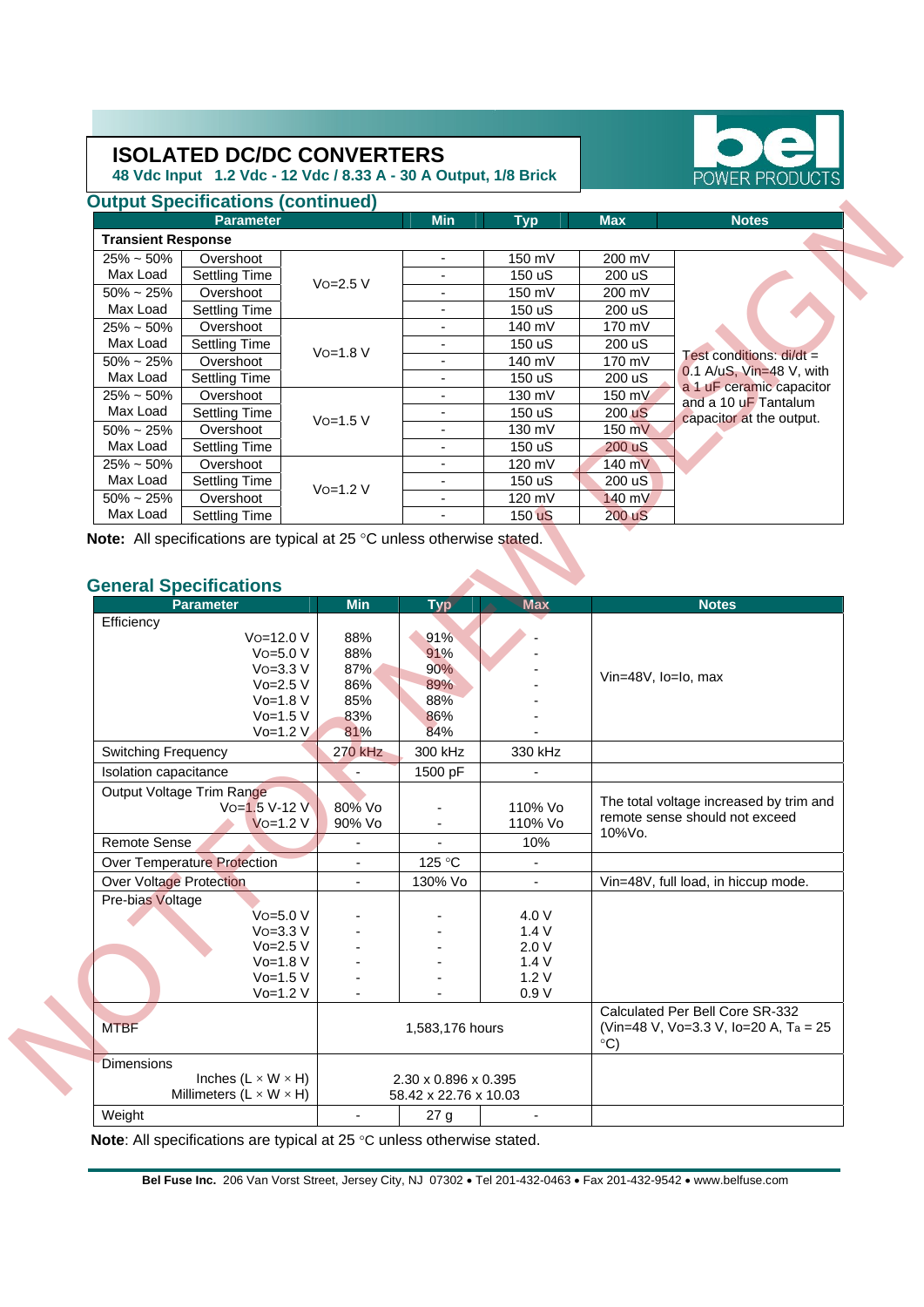# ISOLATED DC/DC CONVERTERS

**48 Vdc Input 1.2 Vdc - 12 Vdc / 8.33 A - 30 A Output, 1/8 Brick**

## Output Specifications (continued)

| Parameter | | | Min | Typ | Max | Notes |
|---|---|---|---|---|---|---|
| **Transient Response** | | | | | | |
| 25% ~ 50% Max Load | Overshoot | Vo=2.5 V | - | 150 mV | 200 mV | Test conditions: di/dt = 0.1 A/uS, Vin=48 V, with a 1 uF ceramic capacitor and a 10 uF Tantalum capacitor at the output. |
| | Settling Time | | - | 150 uS | 200 uS | |
| 50% ~ 25% Max Load | Overshoot | | - | 150 mV | 200 mV | |
| | Settling Time | | - | 150 uS | 200 uS | |
| 25% ~ 50% Max Load | Overshoot | Vo=1.8 V | - | 140 mV | 170 mV | |
| | Settling Time | | - | 150 uS | 200 uS | |
| 50% ~ 25% Max Load | Overshoot | | - | 140 mV | 170 mV | |
| | Settling Time | | - | 150 uS | 200 uS | |
| 25% ~ 50% Max Load | Overshoot | Vo=1.5 V | - | 130 mV | 150 mV | |
| | Settling Time | | - | 150 uS | 200 uS | |
| 50% ~ 25% Max Load | Overshoot | | - | 130 mV | 150 mV | |
| | Settling Time | | - | 150 uS | 200 uS | |
| 25% ~ 50% Max Load | Overshoot | Vo=1.2 V | - | 120 mV | 140 mV | |
| | Settling Time | | - | 150 uS | 200 uS | |
| 50% ~ 25% Max Load | Overshoot | | - | 120 mV | 140 mV | |
| | Settling Time | | - | 150 uS | 200 uS | |

**Note:** All specifications are typical at 25 °C unless otherwise stated.

## General Specifications

| Parameter | Min | Typ | Max | Notes |
|---|---|---|---|---|
| Efficiency | | | | Vin=48V, Io=Io, max |
| Vo=12.0 V | 88% | 91% | - | |
| Vo=5.0 V | 88% | 91% | - | |
| Vo=3.3 V | 87% | 90% | - | |
| Vo=2.5 V | 86% | 89% | - | |
| Vo=1.8 V | 85% | 88% | - | |
| Vo=1.5 V | 83% | 86% | - | |
| Vo=1.2 V | 81% | 84% | - | |
| Switching Frequency | 270 kHz | 300 kHz | 330 kHz | |
| Isolation capacitance | - | 1500 pF | - | |
| Output Voltage Trim Range | | | | The total voltage increased by trim and remote sense should not exceed 10%Vo. |
| Vo=1.5 V-12 V | 80% Vo | - | 110% Vo | |
| Vo=1.2 V | 90% Vo | - | 110% Vo | |
| Remote Sense | - | - | 10% | |
| Over Temperature Protection | - | 125 °C | - | |
| Over Voltage Protection | - | 130% Vo | - | Vin=48V, full load, in hiccup mode. |
| Pre-bias Voltage | | | | |
| Vo=5.0 V | - | - | 4.0 V | |
| Vo=3.3 V | - | - | 1.4 V | |
| Vo=2.5 V | - | - | 2.0 V | |
| Vo=1.8 V | - | - | 1.4 V | |
| Vo=1.5 V | - | - | 1.2 V | |
| Vo=1.2 V | - | - | 0.9 V | |
| MTBF | | 1,583,176 hours | | Calculated Per Bell Core SR-332 (Vin=48 V, Vo=3.3 V, Io=20 A, Ta = 25 °C) |
| Dimensions | | | | |
| Inches (L × W × H) | | 2.30 x 0.896 x 0.395 | | |
| Millimeters (L × W × H) | | 58.42 x 22.76 x 10.03 | | |
| Weight | - | 27 g | - | |

**Note**: All specifications are typical at 25 °C unless otherwise stated.

**Bel Fuse Inc.** 206 Van Vorst Street, Jersey City, NJ 07302 • Tel 201-432-0463 • Fax 201-432-9542 • www.belfuse.com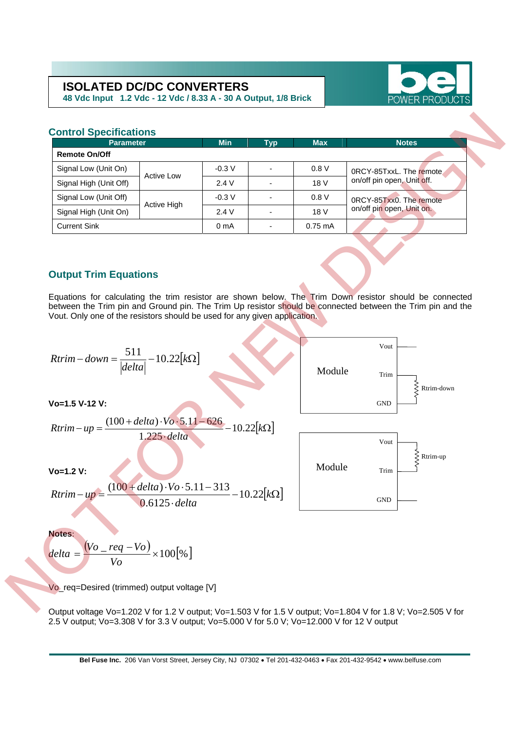## Control Specifications

| Parameter | | Min | Typ | Max | Notes |
|---|---|---|---|---|---|
| **Remote On/Off** | | | | | |
| Signal Low (Unit On) | Active Low | -0.3 V | - | 0.8 V | 0RCY-85TxxL. The remote on/off pin open, Unit off. |
| Signal High (Unit Off) | | 2.4 V | - | 18 V | |
| Signal Low (Unit Off) | Active High | -0.3 V | - | 0.8 V | 0RCY-85Txx0. The remote on/off pin open, Unit on. |
| Signal High (Unit On) | | 2.4 V | - | 18 V | |
| Current Sink | | 0 mA | - | 0.75 mA | |

## Output Trim Equations

Equations for calculating the trim resistor are shown below. The Trim Down resistor should be connected between the Trim pin and Ground pin. The Trim Up resistor should be connected between the Trim pin and the Vout. Only one of the resistors should be used for any given application.

$$Rtrim-down = \frac{511}{|delta|} - 10.22[k\Omega]$$

**Vo=1.5 V-12 V:**

$$Rtrim-up = \frac{(100+delta)\cdot Vo \cdot 5.11 - 626}{1.225 \cdot delta} - 10.22[k\Omega]$$

**Vo=1.2 V:**

$$Rtrim-up = \frac{(100+delta)\cdot Vo \cdot 5.11 - 313}{0.6125 \cdot delta} - 10.22[k\Omega]$$

Module — Vout, Trim, GND; Rtrim-down

Module — Vout, Trim, GND; Rtrim-up

**Notes:**

$$delta = \frac{(Vo\_req - Vo)}{Vo} \times 100[\%]$$

Vo_req=Desired (trimmed) output voltage [V]

Output voltage Vo=1.202 V for 1.2 V output; Vo=1.503 V for 1.5 V output; Vo=1.804 V for 1.8 V; Vo=2.505 V for 2.5 V output; Vo=3.308 V for 3.3 V output; Vo=5.000 V for 5.0 V; Vo=12.000 V for 12 V output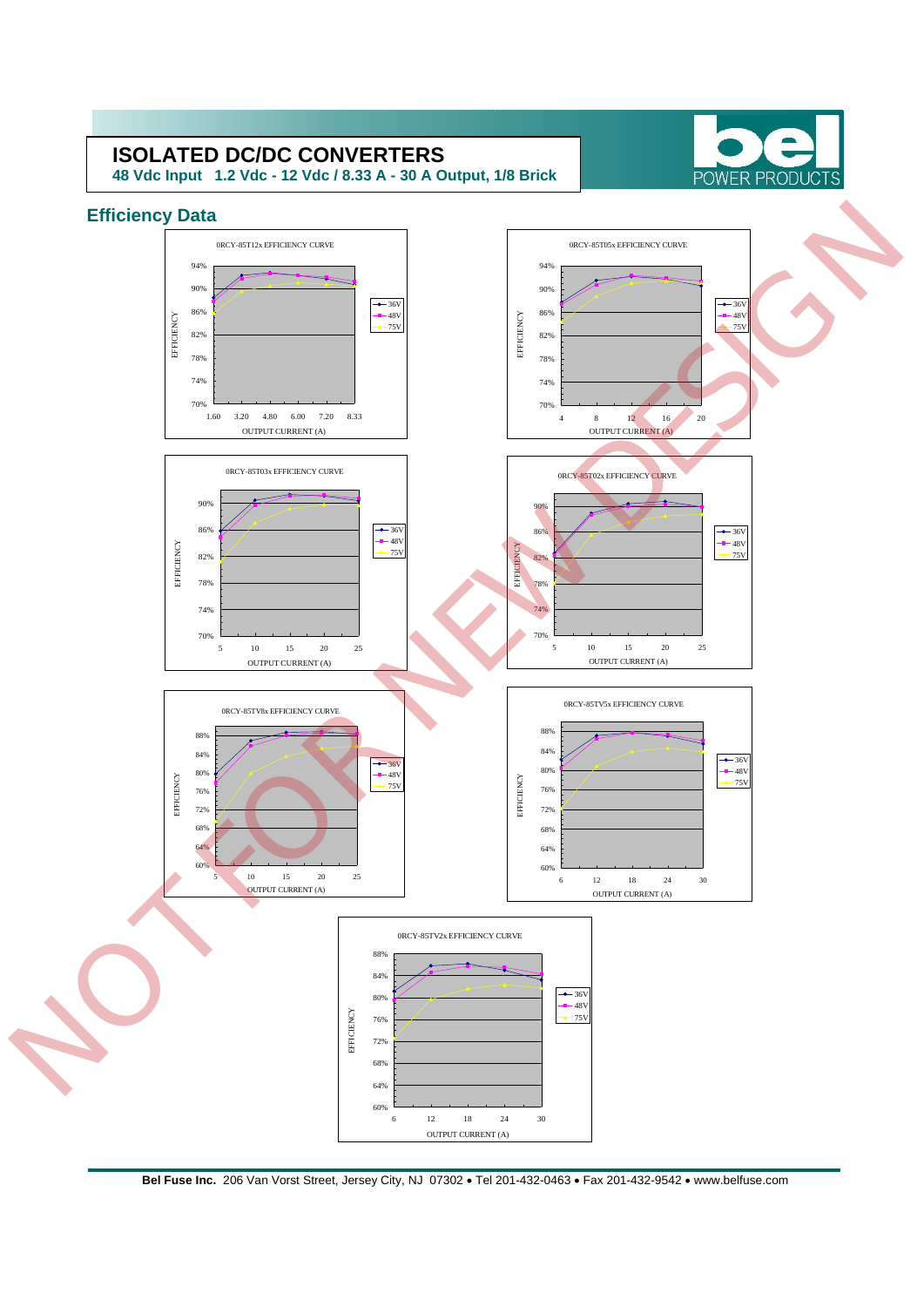# ISOLATED DC/DC CONVERTERS

**48 Vdc Input 1.2 Vdc - 12 Vdc / 8.33 A - 30 A Output, 1/8 Brick**

## Efficiency Data

0RCY-85T12x EFFICIENCY CURVE

EFFICIENCY: 70%, 74%, 78%, 82%, 86%, 90%, 94%

OUTPUT CURRENT (A): 1.60, 3.20, 4.80, 6.00, 7.20, 8.33

36V, 48V, 75V

0RCY-85T05x EFFICIENCY CURVE

EFFICIENCY: 70%, 74%, 78%, 82%, 86%, 90%, 94%

OUTPUT CURRENT (A): 4, 8, 12, 16, 20

36V, 48V, 75V

0RCY-85T03x EFFICIENCY CURVE

EFFICIENCY: 70%, 74%, 78%, 82%, 86%, 90%

OUTPUT CURRENT (A): 5, 10, 15, 20, 25

36V, 48V, 75V

0RCY-85T02x EFFICIENCY CURVE

EFFICIENCY: 70%, 74%, 78%, 82%, 86%, 90%

OUTPUT CURRENT (A): 5, 10, 15, 20, 25

36V, 48V, 75V

0RCY-85TV8x EFFICIENCY CURVE

EFFICIENCY: 60%, 64%, 68%, 72%, 76%, 80%, 84%, 88%

OUTPUT CURRENT (A): 5, 10, 15, 20, 25

36V, 48V, 75V

0RCY-85TV5x EFFICIENCY CURVE

EFFICIENCY: 60%, 64%, 68%, 72%, 76%, 80%, 84%, 88%

OUTPUT CURRENT (A): 6, 12, 18, 24, 30

36V, 48V, 75V

0RCY-85TV2x EFFICIENCY CURVE

EFFICIENCY: 60%, 64%, 68%, 72%, 76%, 80%, 84%, 88%

OUTPUT CURRENT (A): 6, 12, 18, 24, 30

36V, 48V, 75V

NOT FOR NEW DESIGN

**Bel Fuse Inc.** 206 Van Vorst Street, Jersey City, NJ 07302 • Tel 201-432-0463 • Fax 201-432-9542 • www.belfuse.com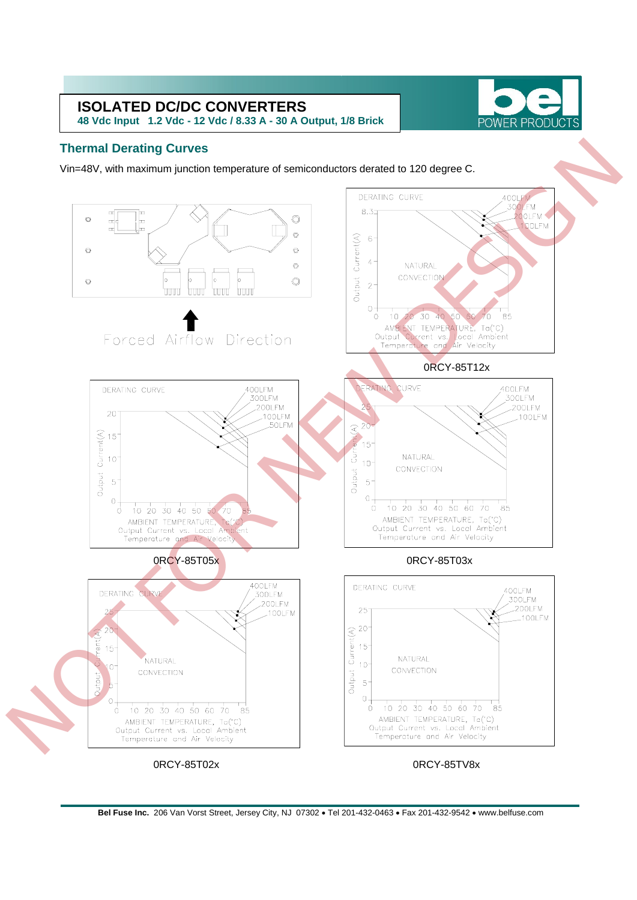# ISOLATED DC/DC CONVERTERS

**48 Vdc Input 1.2 Vdc - 12 Vdc / 8.33 A - 30 A Output, 1/8 Brick**

## Thermal Derating Curves

Vin=48V, with maximum junction temperature of semiconductors derated to 120 degree C.

Forced Airflow Direction

0RCY-85T12x

0RCY-85T05x

0RCY-85T03x

0RCY-85T02x

0RCY-85TV8x

NOT FOR NEW DESIGN

**Bel Fuse Inc.** 206 Van Vorst Street, Jersey City, NJ 07302 • Tel 201-432-0463 • Fax 201-432-9542 • www.belfuse.com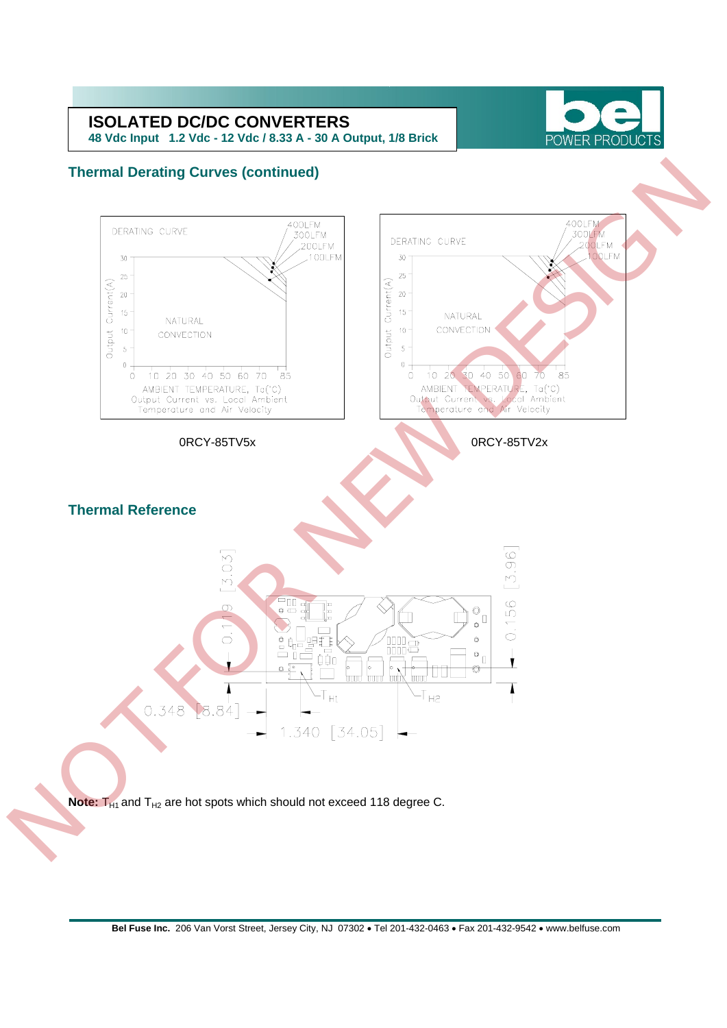## Thermal Derating Curves (continued)

0RCY-85TV5x

0RCY-85TV2x

## Thermal Reference

**Note:** $T_{H1}$ and $T_{H2}$ are hot spots which should not exceed 118 degree C.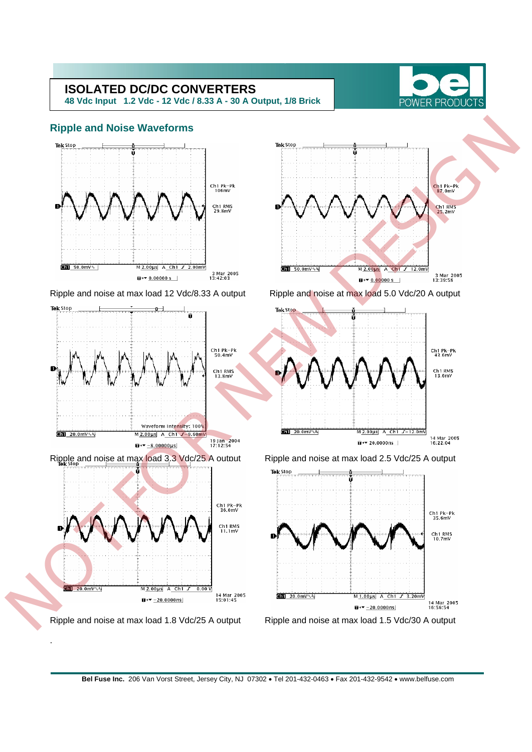## Ripple and Noise Waveforms

Ripple and noise at max load 12 Vdc/8.33 A output

Ripple and noise at max load 5.0 Vdc/20 A output

Ripple and noise at max load 3.3 Vdc/25 A output

Ripple and noise at max load 2.5 Vdc/25 A output

Ripple and noise at max load 1.8 Vdc/25 A output

Ripple and noise at max load 1.5 Vdc/30 A output

.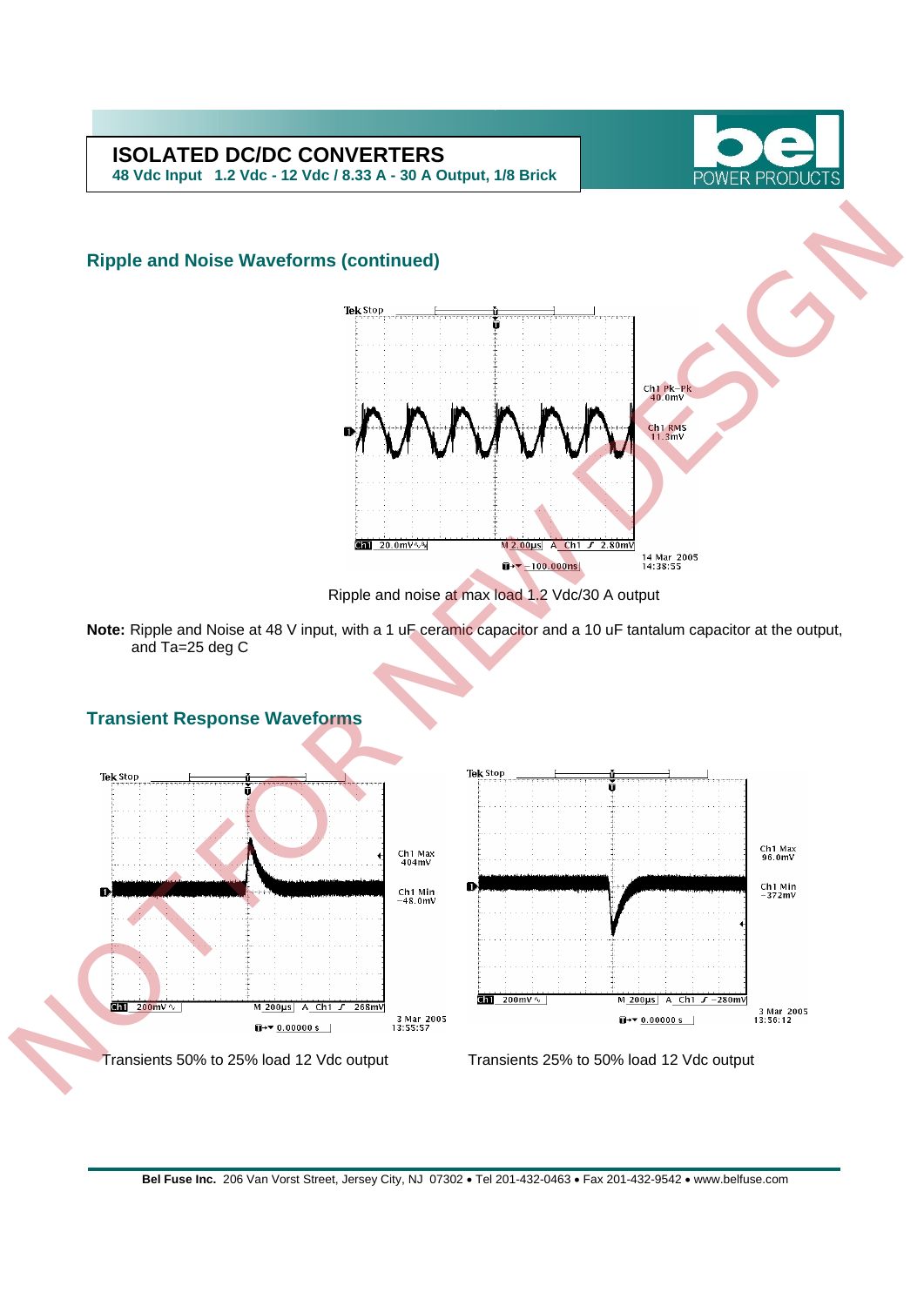## Ripple and Noise Waveforms (continued)

Ripple and noise at max load 1.2 Vdc/30 A output

**Note:** Ripple and Noise at 48 V input, with a 1 uF ceramic capacitor and a 10 uF tantalum capacitor at the output, and Ta=25 deg C

## Transient Response Waveforms

Transients 50% to 25% load 12 Vdc output

Transients 25% to 50% load 12 Vdc output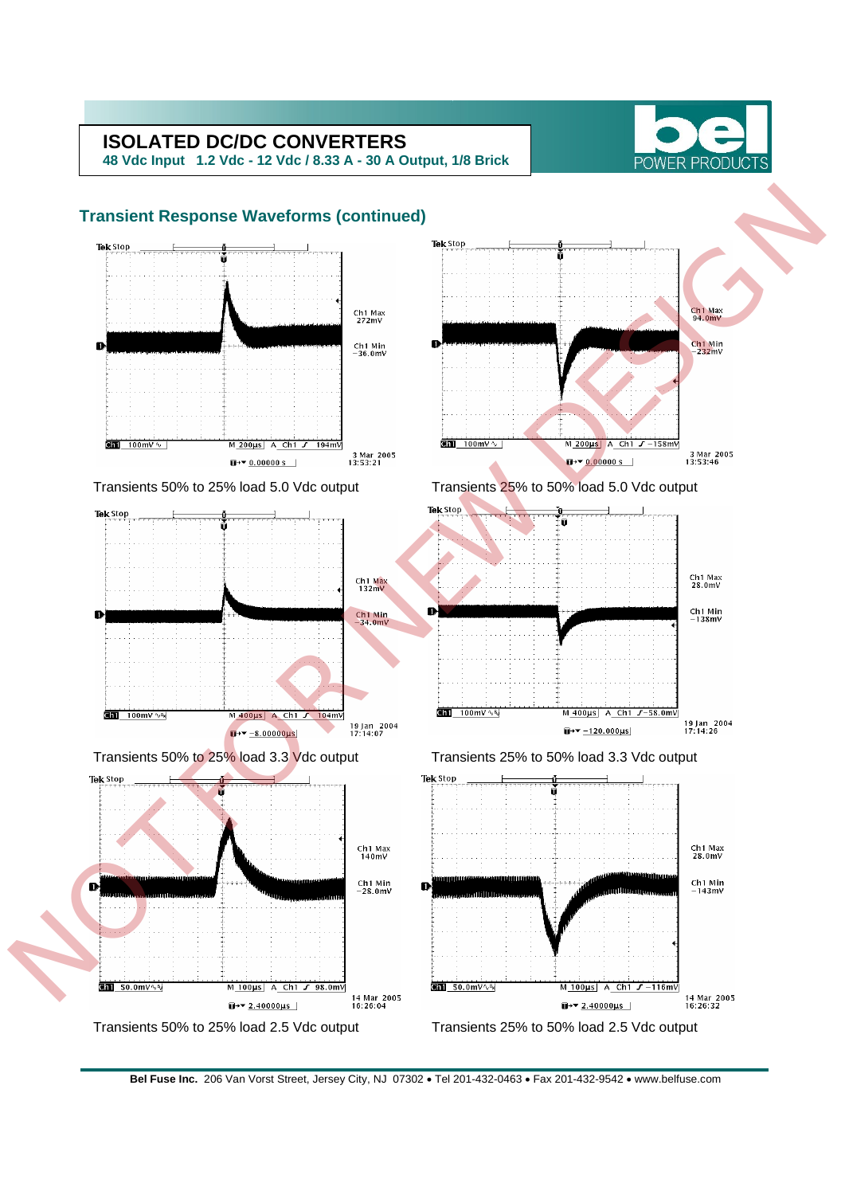## Transient Response Waveforms (continued)

Transients 50% to 25% load 5.0 Vdc output

Transients 25% to 50% load 5.0 Vdc output

Transients 50% to 25% load 3.3 Vdc output

Transients 25% to 50% load 3.3 Vdc output

Transients 50% to 25% load 2.5 Vdc output

Transients 25% to 50% load 2.5 Vdc output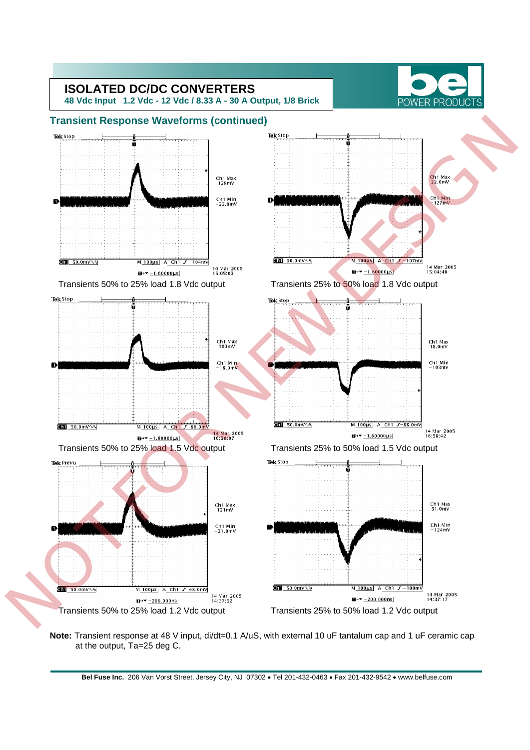## Transient Response Waveforms (continued)

Transients 50% to 25% load 1.8 Vdc output

Transients 25% to 50% load 1.8 Vdc output

Transients 50% to 25% load 1.5 Vdc output

Transients 25% to 50% load 1.5 Vdc output

Transients 50% to 25% load 1.2 Vdc output

Transients 25% to 50% load 1.2 Vdc output

**Note:** Transient response at 48 V input, di/dt=0.1 A/uS, with external 10 uF tantalum cap and 1 uF ceramic cap at the output, Ta=25 deg C.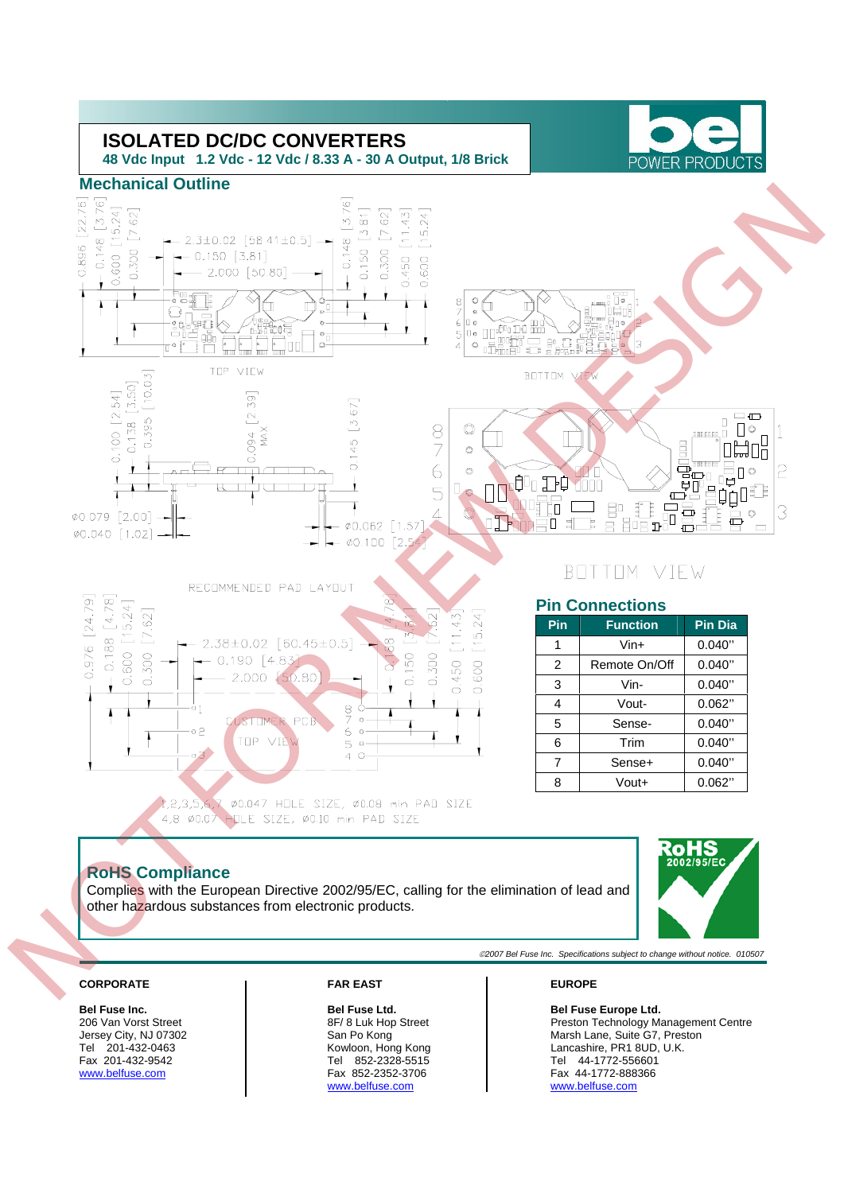# ISOLATED DC/DC CONVERTERS

**48 Vdc Input 1.2 Vdc - 12 Vdc / 8.33 A - 30 A Output, 1/8 Brick**

## Mechanical Outline

0.896 [22.76]
0.148 [3.76]
0.600 [15.24]
0.300 [7.62]
2.3±0.02 [58.41±0.5]
0.150 [3.81]
2.000 [50.80]
0.148 [3.76]
0.150 [3.81]
0.300 [7.62]
0.450 [11.43]
0.600 [15.24]

TOP VIEW

BOTTOM VIEW

0.100 [2.54]
0.138 [3.50]
0.395 [10.03]
0.094 [2.39] MAX
0.145 [3.67]
ø0.079 [2.00]
ø0.040 [1.02]
ø0.062 [1.57]
ø0.100 [2.54]

BOTTOM VIEW

RECOMMENDED PAD LAYOUT

0.976 [24.79]
0.188 [4.78]
0.600 [15.24]
0.300 [7.62]
2.38±0.02 [60.45±0.5]
0.190 [4.83]
2.000 [50.80]
0.188 [4.78]
0.150 [3.81]
0.300 [7.62]
0.450 [11.43]
0.600 [15.24]

CUSTOMER PCB
TOP VIEW

1,2,3,5,6,7 ø0.047 HOLE SIZE, ø0.08 min PAD SIZE
4,8 ø0.07 HOLE SIZE, ø0.10 min PAD SIZE

## Pin Connections

| Pin | Function | Pin Dia |
|---|---|---|
| 1 | Vin+ | 0.040'' |
| 2 | Remote On/Off | 0.040'' |
| 3 | Vin- | 0.040'' |
| 4 | Vout- | 0.062'' |
| 5 | Sense- | 0.040'' |
| 6 | Trim | 0.040'' |
| 7 | Sense+ | 0.040'' |
| 8 | Vout+ | 0.062'' |

NOT FOR NEW DESIGN

## RoHS Compliance

Complies with the European Directive 2002/95/EC, calling for the elimination of lead and other hazardous substances from electronic products.

*©2007 Bel Fuse Inc. Specifications subject to change without notice. 010507*

**CORPORATE**

**Bel Fuse Inc.**
206 Van Vorst Street
Jersey City, NJ 07302
Tel 201-432-0463
Fax 201-432-9542
www.belfuse.com

**FAR EAST**

**Bel Fuse Ltd.**
8F/ 8 Luk Hop Street
San Po Kong
Kowloon, Hong Kong
Tel 852-2328-5515
Fax 852-2352-3706
www.belfuse.com

**EUROPE**

**Bel Fuse Europe Ltd.**
Preston Technology Management Centre
Marsh Lane, Suite G7, Preston
Lancashire, PR1 8UD, U.K.
Tel 44-1772-556601
Fax 44-1772-888366
www.belfuse.com